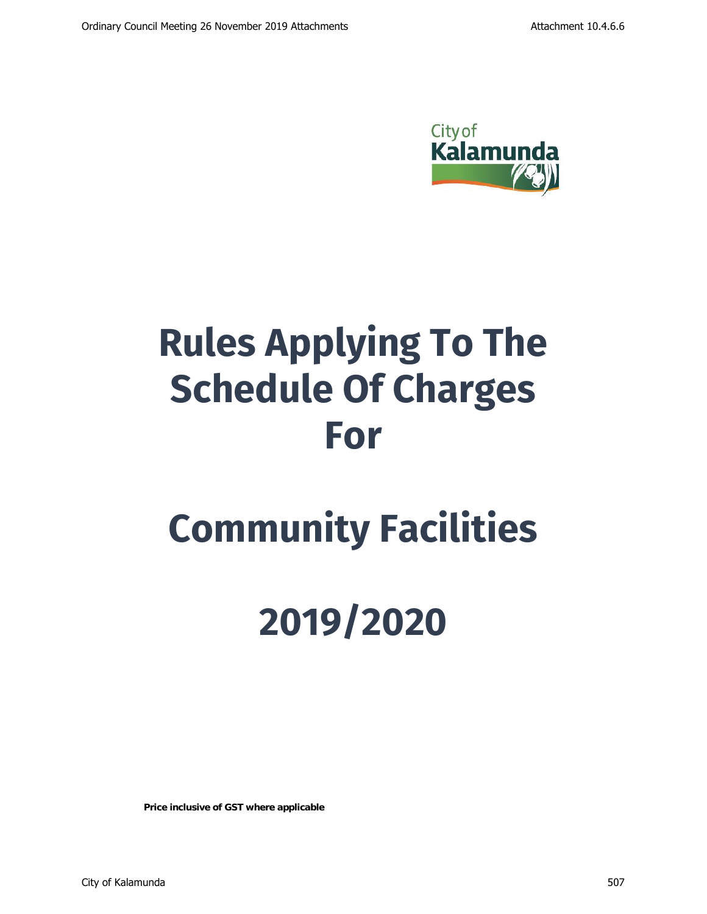# Rules Applying To The Schedule Of Charges For

# Community Facilities

# 2019/2020

**Price inclusive of GST where applicable**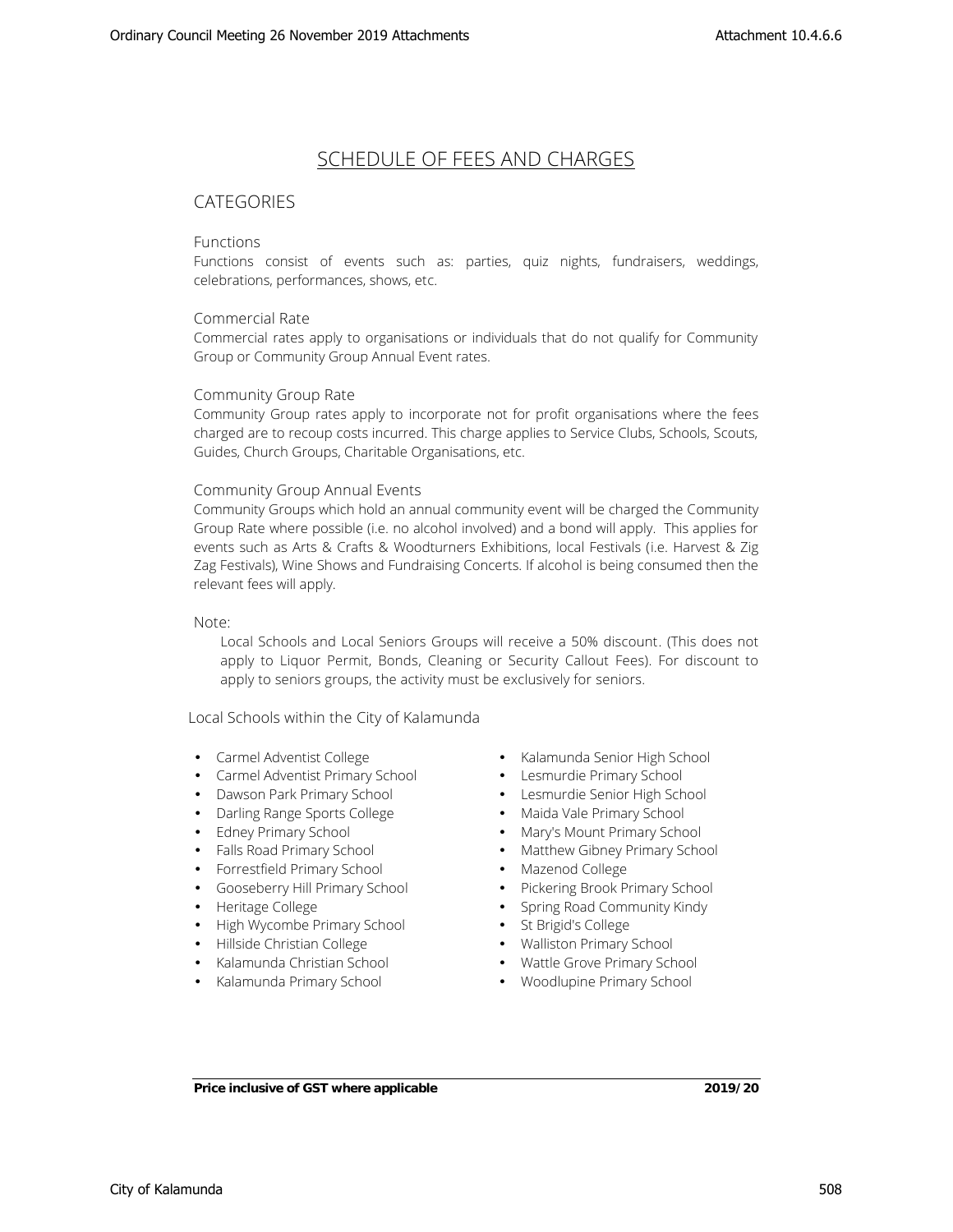# SCHEDULE OF FEES AND CHARGES

## CATEGORIES

### Functions

Functions consist of events such as: parties, quiz nights, fundraisers, weddings, celebrations, performances, shows, etc.

### Commercial Rate

Commercial rates apply to organisations or individuals that do not qualify for Community Group or Community Group Annual Event rates.

### Community Group Rate

Community Group rates apply to incorporate not for profit organisations where the fees charged are to recoup costs incurred. This charge applies to Service Clubs, Schools, Scouts, Guides, Church Groups, Charitable Organisations, etc.

### Community Group Annual Events

Community Groups which hold an annual community event will be charged the Community Group Rate where possible (i.e. no alcohol involved) and a bond will apply. This applies for events such as Arts & Crafts & Woodturners Exhibitions, local Festivals (i.e. Harvest & Zig Zag Festivals), Wine Shows and Fundraising Concerts. If alcohol is being consumed then the relevant fees will apply.

Note:

Local Schools and Local Seniors Groups will receive a 50% discount. (This does not apply to Liquor Permit, Bonds, Cleaning or Security Callout Fees). For discount to apply to seniors groups, the activity must be exclusively for seniors.

Local Schools within the City of Kalamunda

- Carmel Adventist College
- Carmel Adventist Primary School
- Dawson Park Primary School
- Darling Range Sports College
- Edney Primary School
- Falls Road Primary School
- Forrestfield Primary School
- Gooseberry Hill Primary School
- Heritage College
- High Wycombe Primary School
- Hillside Christian College
- Kalamunda Christian School
- Kalamunda Primary School
- Kalamunda Senior High School
- Lesmurdie Primary School
- Lesmurdie Senior High School
- Maida Vale Primary School
- Mary's Mount Primary School
- Matthew Gibney Primary School
- Mazenod College
- Pickering Brook Primary School
- Spring Road Community Kindy
- St Brigid's College
- Walliston Primary School
- Wattle Grove Primary School
- Woodlupine Primary School

**Price inclusive of GST where applicable** **2019/20**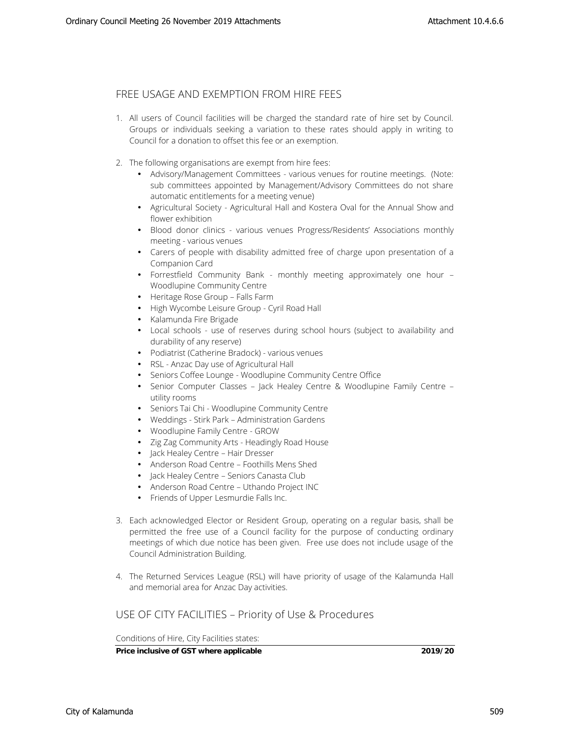## FREE USAGE AND EXEMPTION FROM HIRE FEES

1. All users of Council facilities will be charged the standard rate of hire set by Council. Groups or individuals seeking a variation to these rates should apply in writing to Council for a donation to offset this fee or an exemption.

2. The following organisations are exempt from hire fees:
   - Advisory/Management Committees - various venues for routine meetings. (Note: sub committees appointed by Management/Advisory Committees do not share automatic entitlements for a meeting venue)
   - Agricultural Society - Agricultural Hall and Kostera Oval for the Annual Show and flower exhibition
   - Blood donor clinics - various venues Progress/Residents' Associations monthly meeting - various venues
   - Carers of people with disability admitted free of charge upon presentation of a Companion Card
   - Forrestfield Community Bank - monthly meeting approximately one hour – Woodlupine Community Centre
   - Heritage Rose Group – Falls Farm
   - High Wycombe Leisure Group - Cyril Road Hall
   - Kalamunda Fire Brigade
   - Local schools - use of reserves during school hours (subject to availability and durability of any reserve)
   - Podiatrist (Catherine Bradock) - various venues
   - RSL - Anzac Day use of Agricultural Hall
   - Seniors Coffee Lounge - Woodlupine Community Centre Office
   - Senior Computer Classes – Jack Healey Centre & Woodlupine Family Centre – utility rooms
   - Seniors Tai Chi - Woodlupine Community Centre
   - Weddings - Stirk Park – Administration Gardens
   - Woodlupine Family Centre - GROW
   - Zig Zag Community Arts - Headingly Road House
   - Jack Healey Centre – Hair Dresser
   - Anderson Road Centre – Foothills Mens Shed
   - Jack Healey Centre – Seniors Canasta Club
   - Anderson Road Centre – Uthando Project INC
   - Friends of Upper Lesmurdie Falls Inc.

3. Each acknowledged Elector or Resident Group, operating on a regular basis, shall be permitted the free use of a Council facility for the purpose of conducting ordinary meetings of which due notice has been given. Free use does not include usage of the Council Administration Building.

4. The Returned Services League (RSL) will have priority of usage of the Kalamunda Hall and memorial area for Anzac Day activities.

## USE OF CITY FACILITIES – Priority of Use & Procedures

Conditions of Hire, City Facilities states:

| **Price inclusive of GST where applicable** | **2019/20** |
|---|---|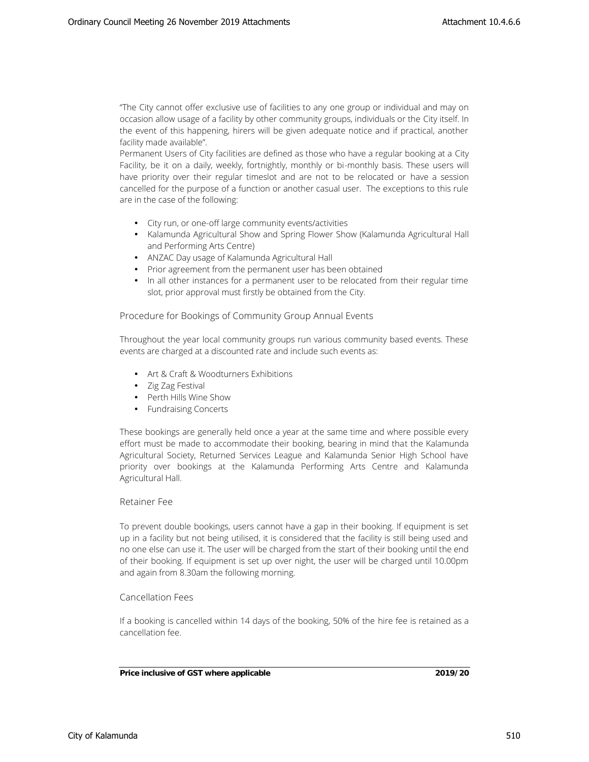"The City cannot offer exclusive use of facilities to any one group or individual and may on occasion allow usage of a facility by other community groups, individuals or the City itself. In the event of this happening, hirers will be given adequate notice and if practical, another facility made available".

Permanent Users of City facilities are defined as those who have a regular booking at a City Facility, be it on a daily, weekly, fortnightly, monthly or bi-monthly basis. These users will have priority over their regular timeslot and are not to be relocated or have a session cancelled for the purpose of a function or another casual user. The exceptions to this rule are in the case of the following:

- City run, or one-off large community events/activities
- Kalamunda Agricultural Show and Spring Flower Show (Kalamunda Agricultural Hall and Performing Arts Centre)
- ANZAC Day usage of Kalamunda Agricultural Hall
- Prior agreement from the permanent user has been obtained
- In all other instances for a permanent user to be relocated from their regular time slot, prior approval must firstly be obtained from the City.

## Procedure for Bookings of Community Group Annual Events

Throughout the year local community groups run various community based events. These events are charged at a discounted rate and include such events as:

- Art & Craft & Woodturners Exhibitions
- Zig Zag Festival
- Perth Hills Wine Show
- Fundraising Concerts

These bookings are generally held once a year at the same time and where possible every effort must be made to accommodate their booking, bearing in mind that the Kalamunda Agricultural Society, Returned Services League and Kalamunda Senior High School have priority over bookings at the Kalamunda Performing Arts Centre and Kalamunda Agricultural Hall.

## Retainer Fee

To prevent double bookings, users cannot have a gap in their booking. If equipment is set up in a facility but not being utilised, it is considered that the facility is still being used and no one else can use it. The user will be charged from the start of their booking until the end of their booking. If equipment is set up over night, the user will be charged until 10.00pm and again from 8.30am the following morning.

## Cancellation Fees

If a booking is cancelled within 14 days of the booking, 50% of the hire fee is retained as a cancellation fee.

**Price inclusive of GST where applicable** **2019/20**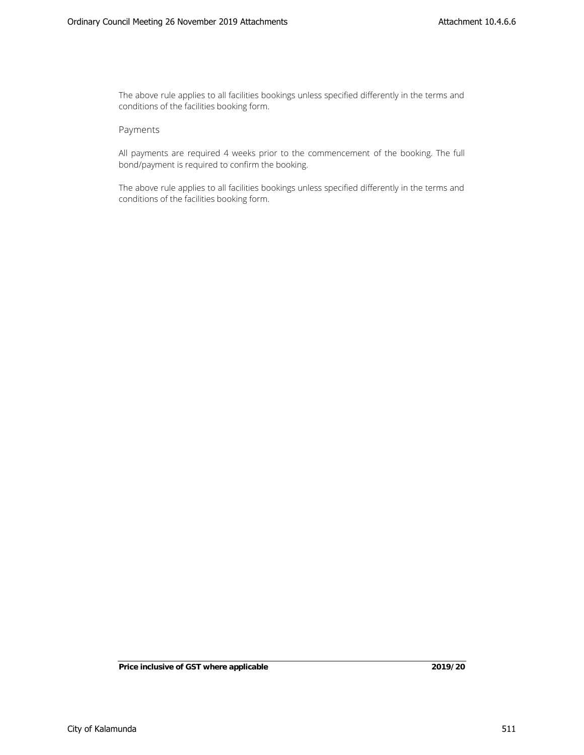The above rule applies to all facilities bookings unless specified differently in the terms and conditions of the facilities booking form.

## Payments

All payments are required 4 weeks prior to the commencement of the booking. The full bond/payment is required to confirm the booking.

The above rule applies to all facilities bookings unless specified differently in the terms and conditions of the facilities booking form.